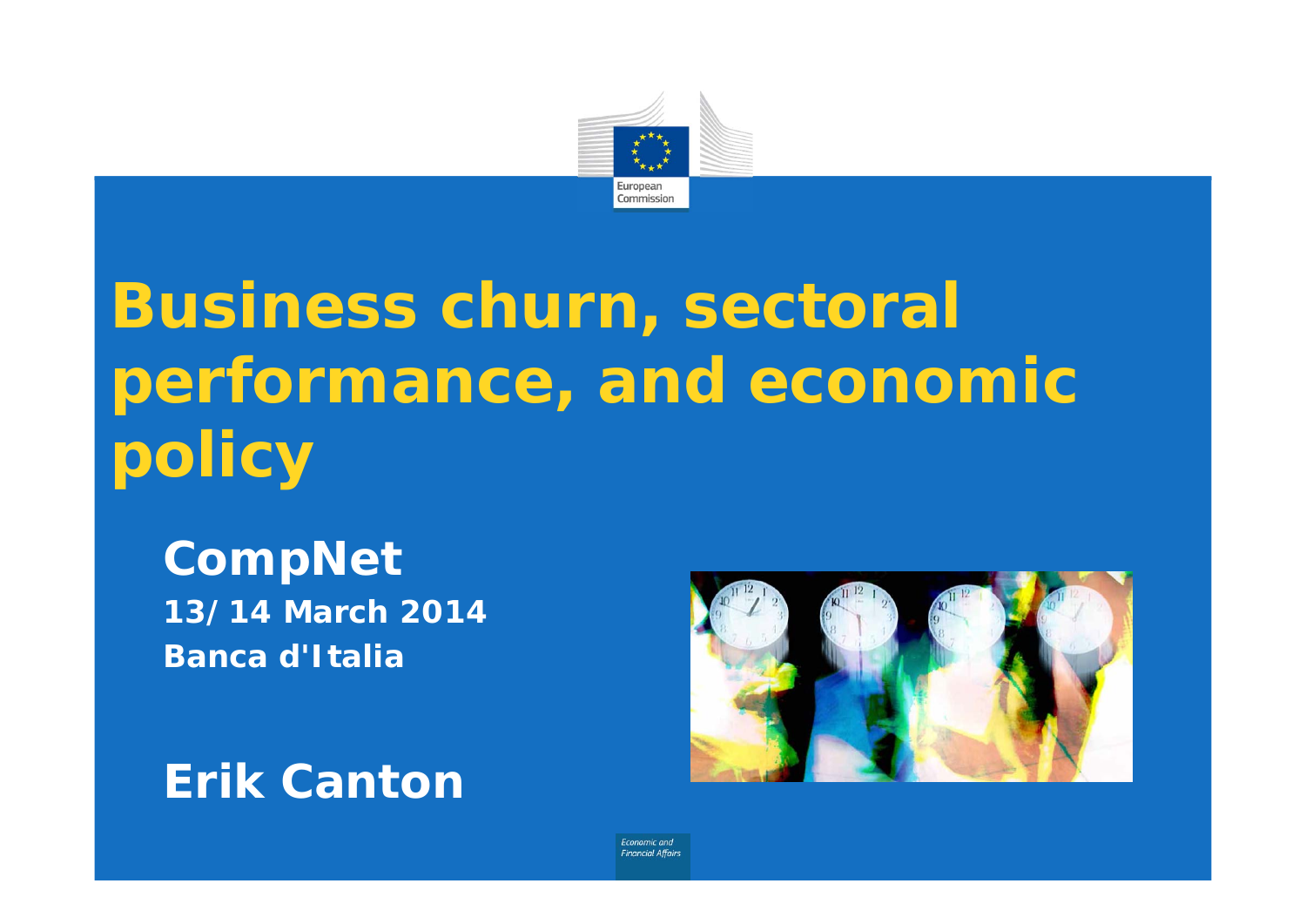# Business churn, sectoral performance, and economic policy

**CompNet**

**13/14 March 2014**

**Banca d'Italia**

**Erik Canton**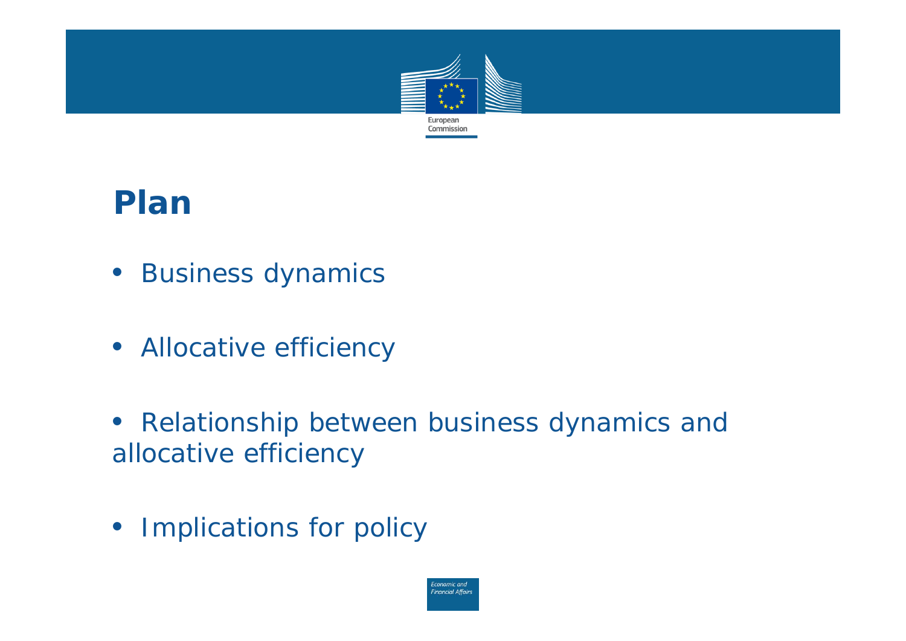# Plan

- Business dynamics
- Allocative efficiency
- Relationship between business dynamics and allocative efficiency
- Implications for policy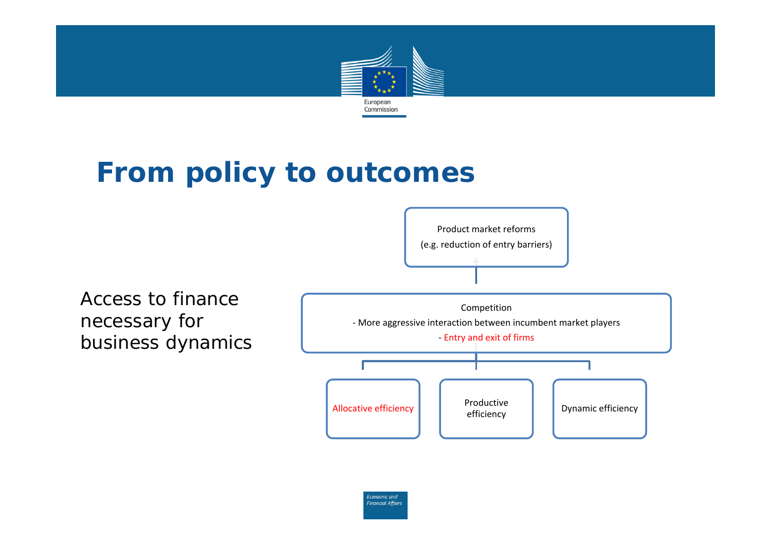# From policy to outcomes

Access to finance necessary for business dynamics

Product market reforms
(e.g. reduction of entry barriers)

Competition
- More aggressive interaction between incumbent market players
- Entry and exit of firms

Allocative efficiency

Productive efficiency

Dynamic efficiency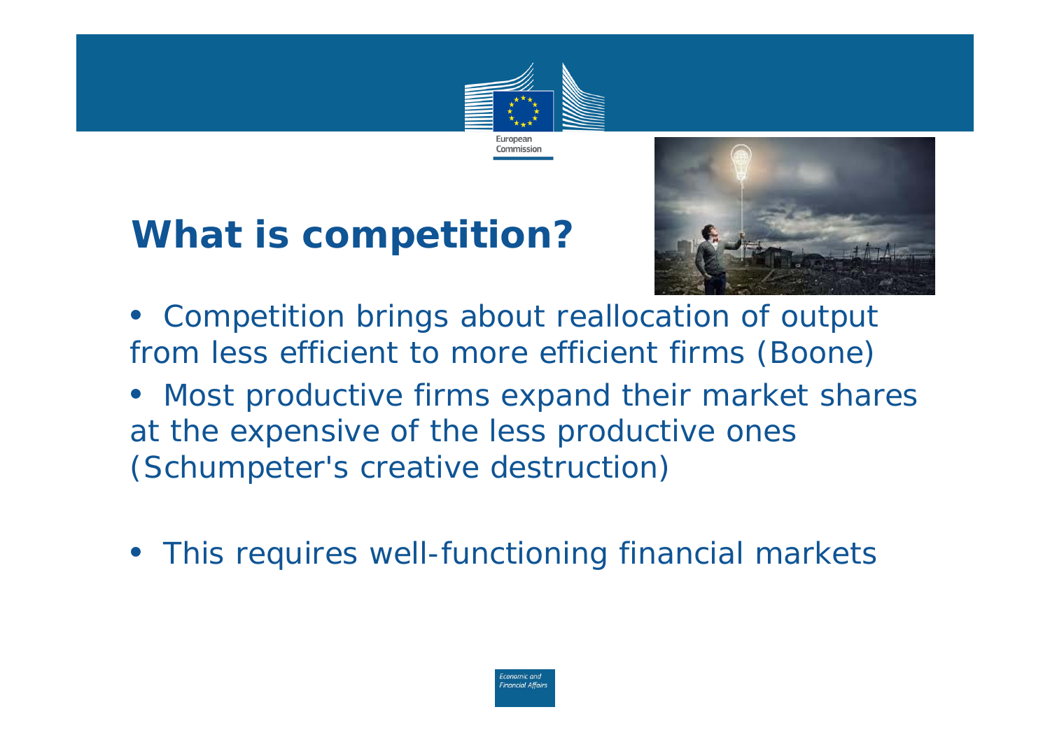# What is competition?

- Competition brings about reallocation of output from less efficient to more efficient firms (Boone)
- Most productive firms expand their market shares at the expensive of the less productive ones (Schumpeter's creative destruction)
- This requires well-functioning financial markets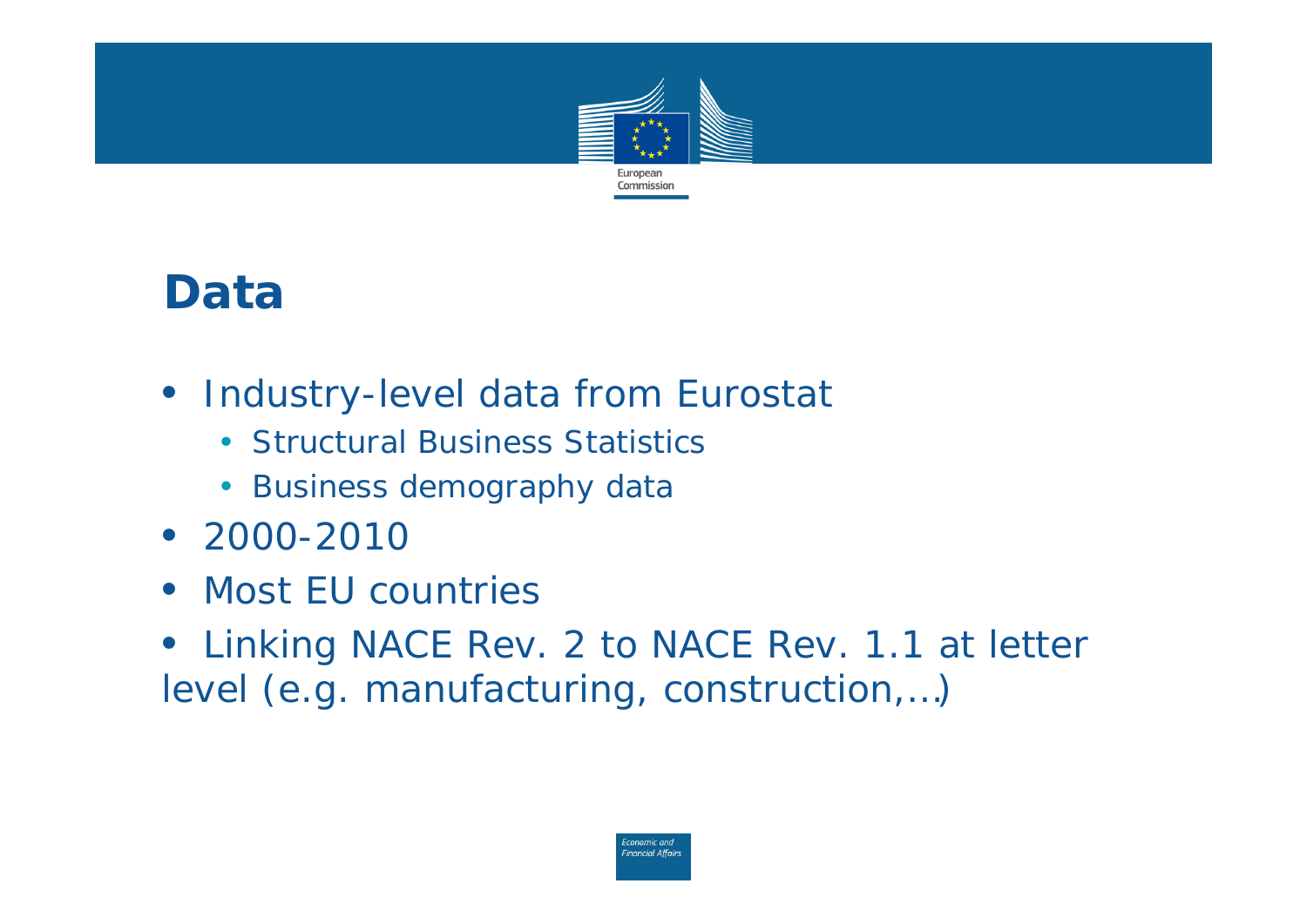# Data

- Industry-level data from Eurostat
  - Structural Business Statistics
  - Business demography data
- 2000-2010
- Most EU countries
- Linking NACE Rev. 2 to NACE Rev. 1.1 at letter level (e.g. manufacturing, construction,…)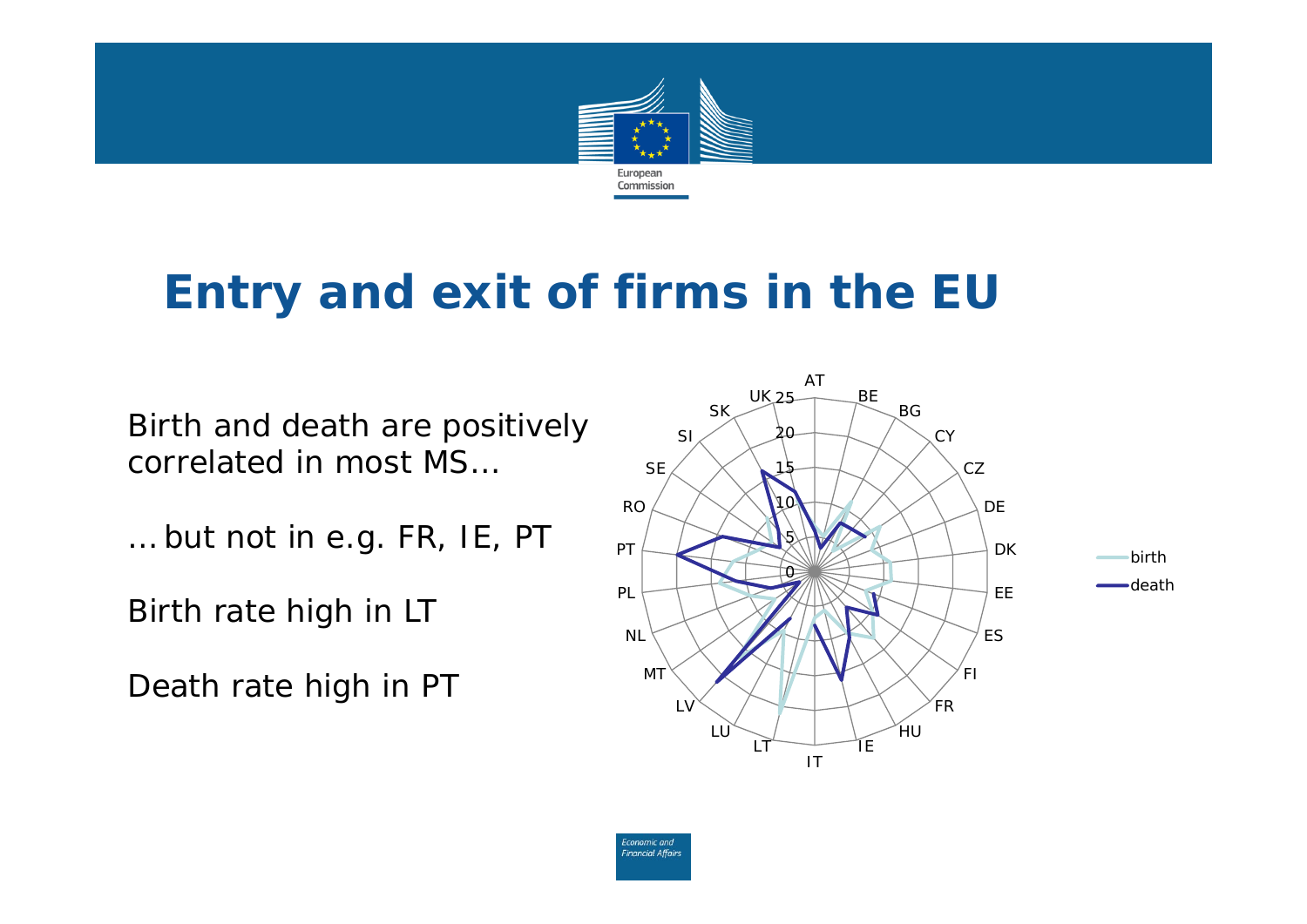# Entry and exit of firms in the EU

Birth and death are positively correlated in most MS…

… but not in e.g. FR, IE, PT

Birth rate high in LT

Death rate high in PT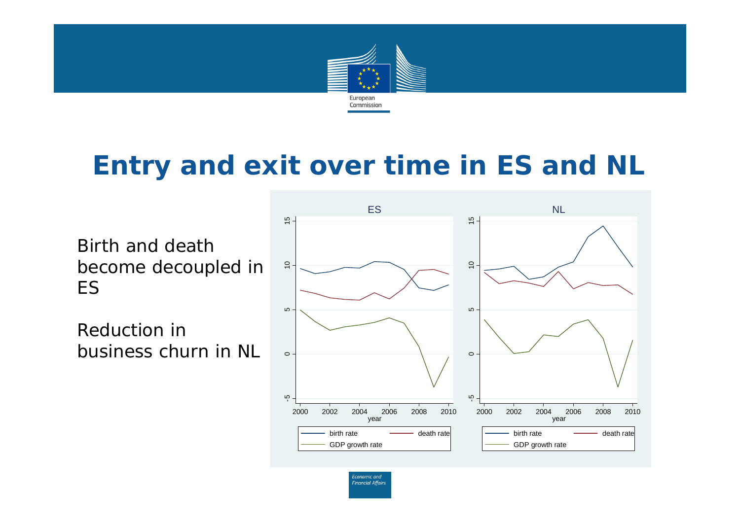# Entry and exit over time in ES and NL

Birth and death become decoupled in ES

Reduction in business churn in NL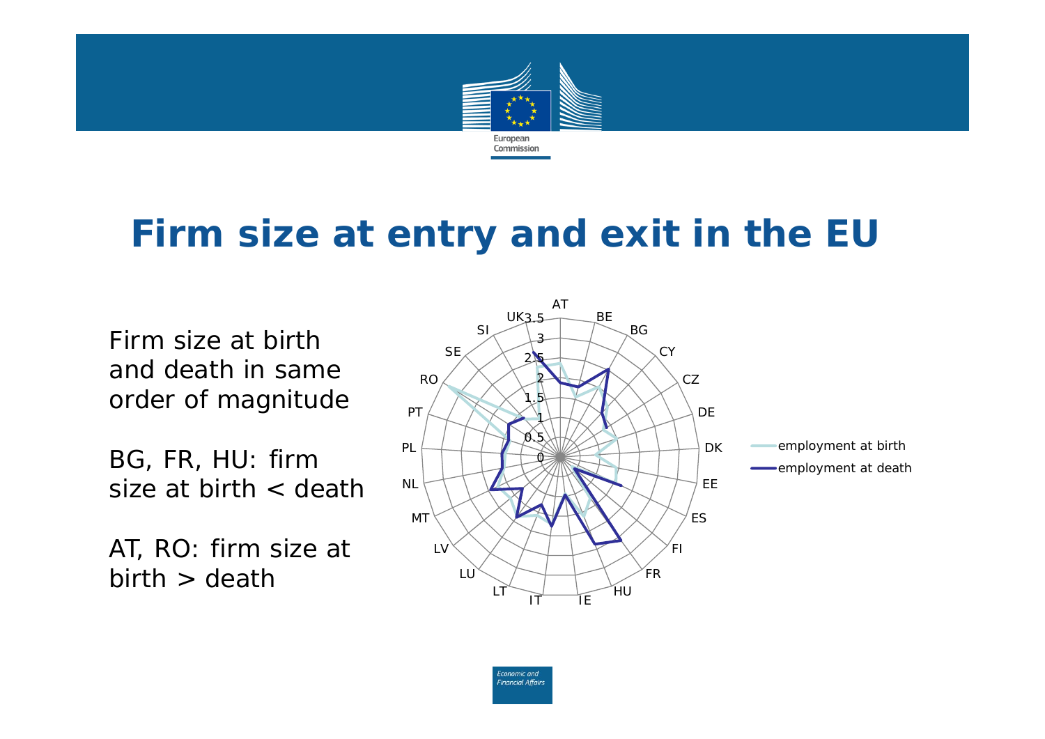# Firm size at entry and exit in the EU

Firm size at birth and death in same order of magnitude

BG, FR, HU: firm size at birth < death

AT, RO: firm size at birth > death

AT BE BG CY CZ DE DK EE ES FI FR HU IE IT LT LU LV MT NL PL PT RO SE SI UK

0 0.5 1 1.5 2 2.5 3 3.5

employment at birth

employment at death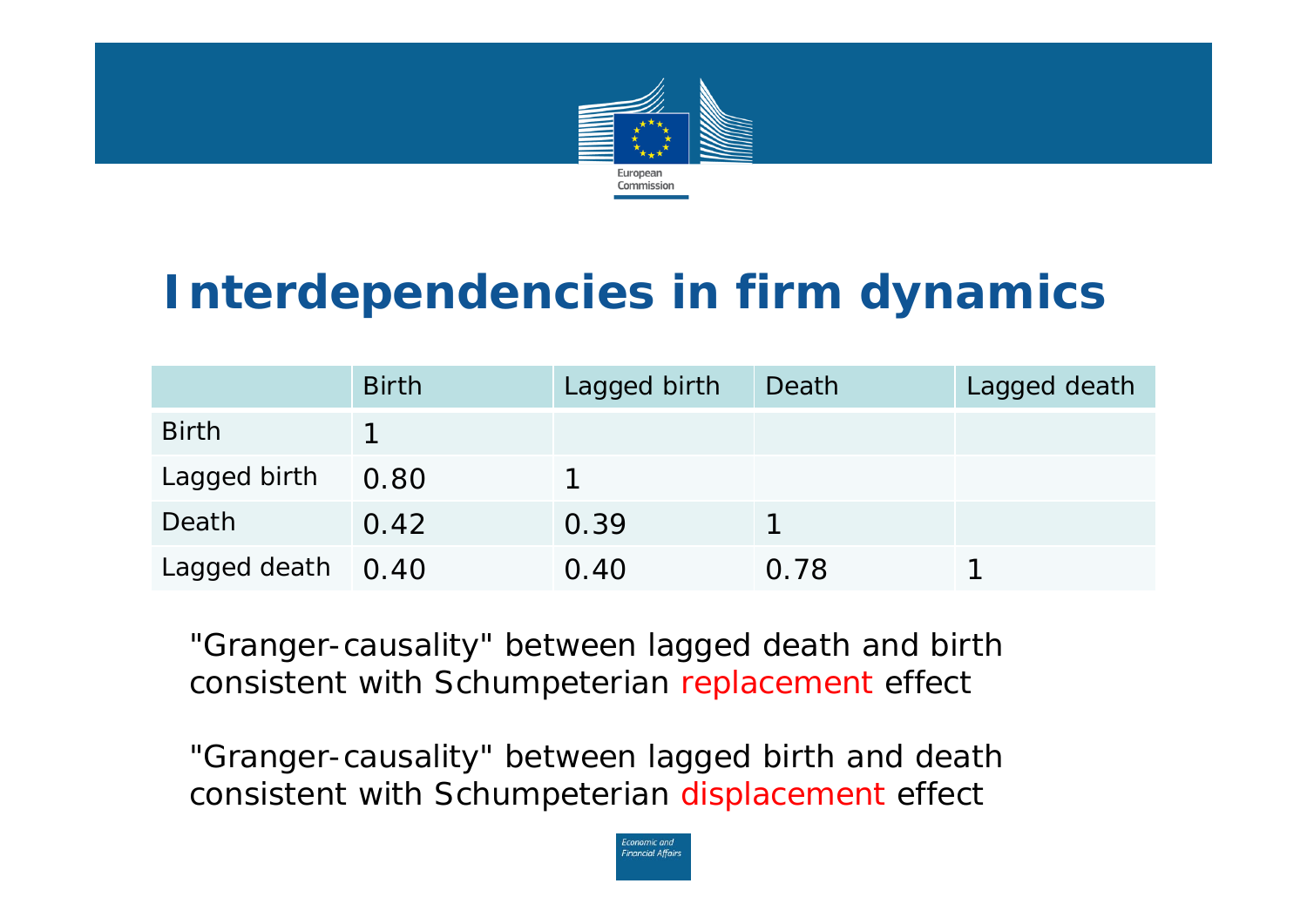# Interdependencies in firm dynamics

| | Birth | Lagged birth | Death | Lagged death |
|---|---|---|---|---|
| Birth | 1 | | | |
| Lagged birth | 0.80 | 1 | | |
| Death | 0.42 | 0.39 | 1 | |
| Lagged death | 0.40 | 0.40 | 0.78 | 1 |

"Granger-causality" between lagged death and birth consistent with Schumpeterian replacement effect

"Granger-causality" between lagged birth and death consistent with Schumpeterian displacement effect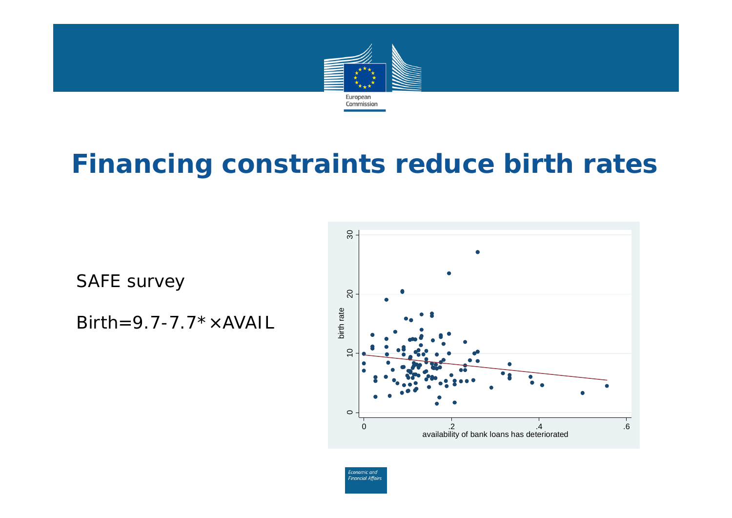# Financing constraints reduce birth rates

SAFE survey

$Birth = 9.7 - 7.7^{*} \times AVAIL$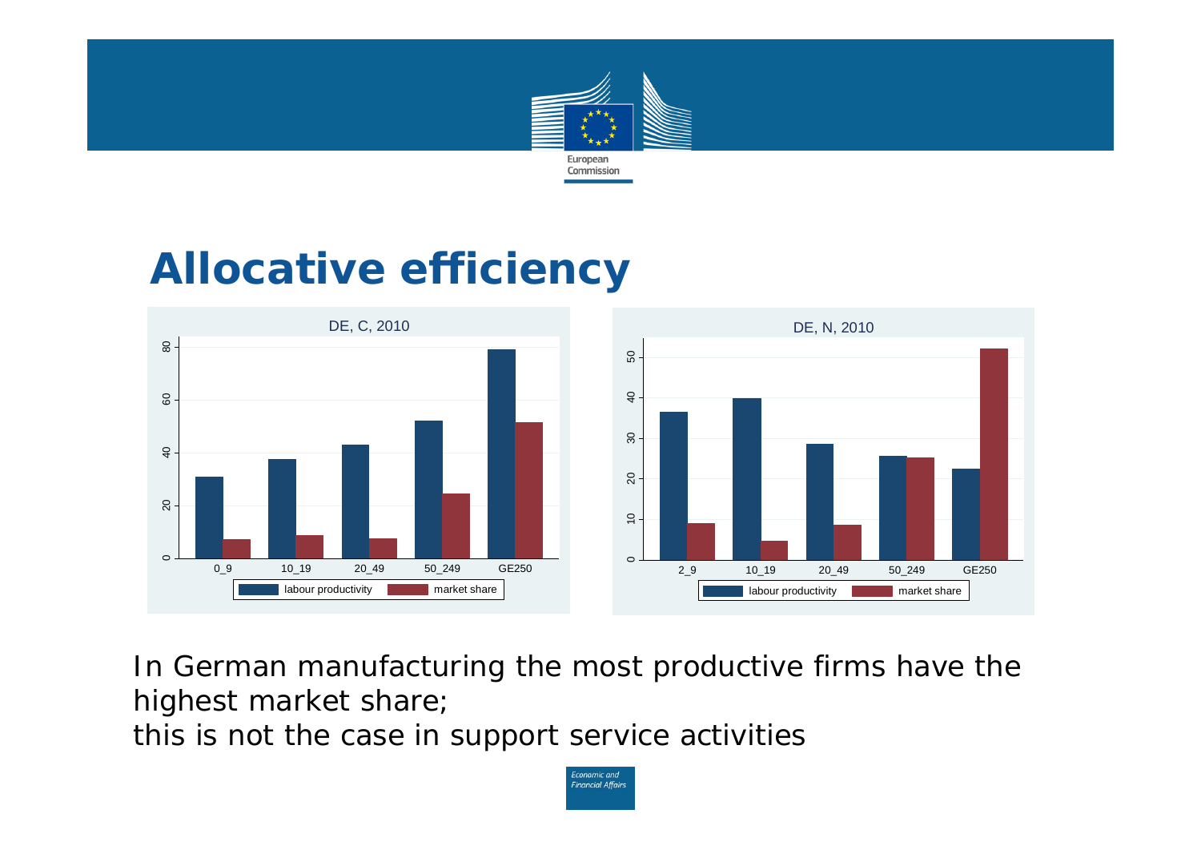# Allocative efficiency

In German manufacturing the most productive firms have the highest market share;
this is not the case in support service activities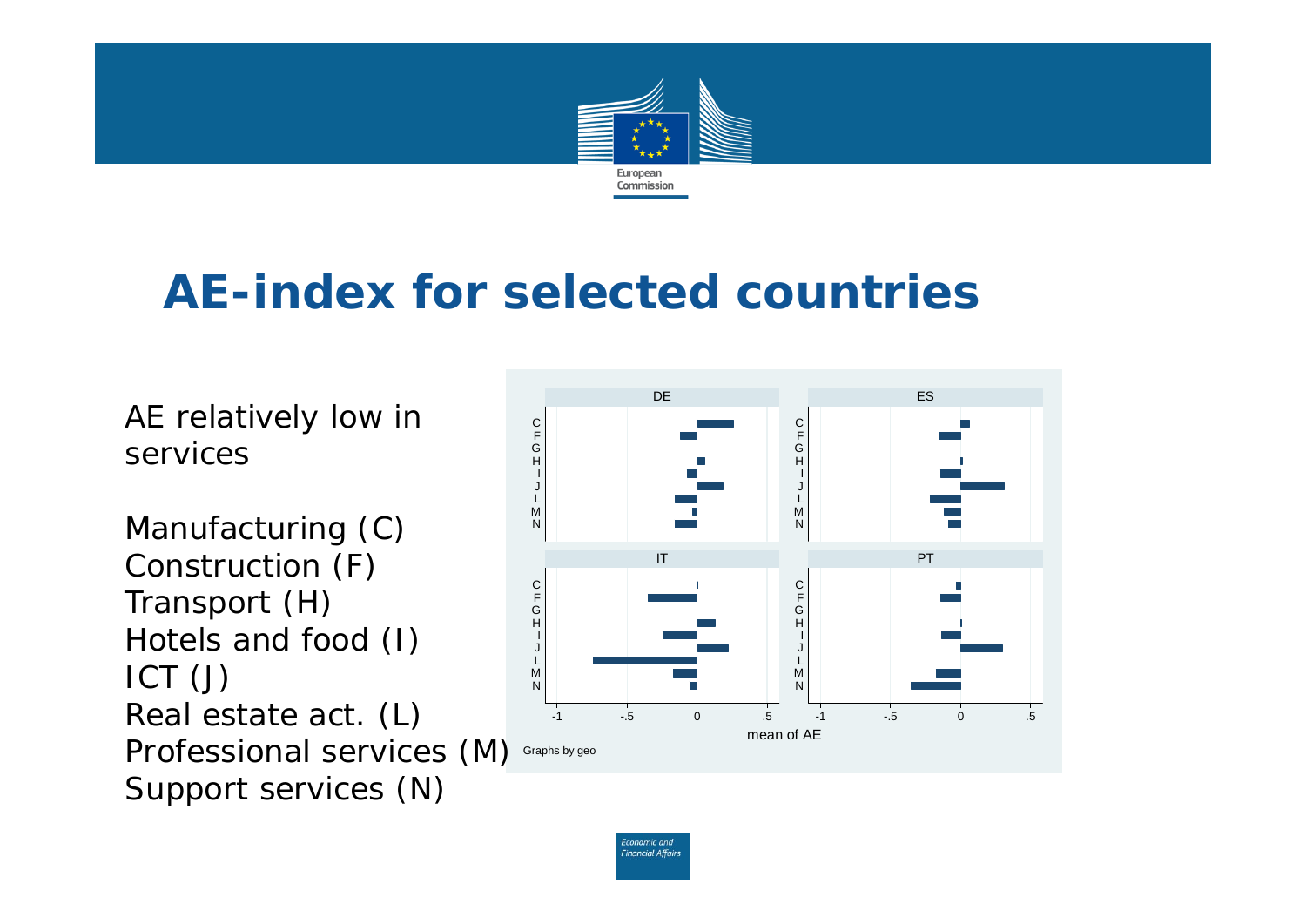# AE-index for selected countries

AE relatively low in services

Manufacturing (C)
Construction (F)
Transport (H)
Hotels and food (I)
ICT (J)
Real estate act. (L)
Professional services (M)
Support services (N)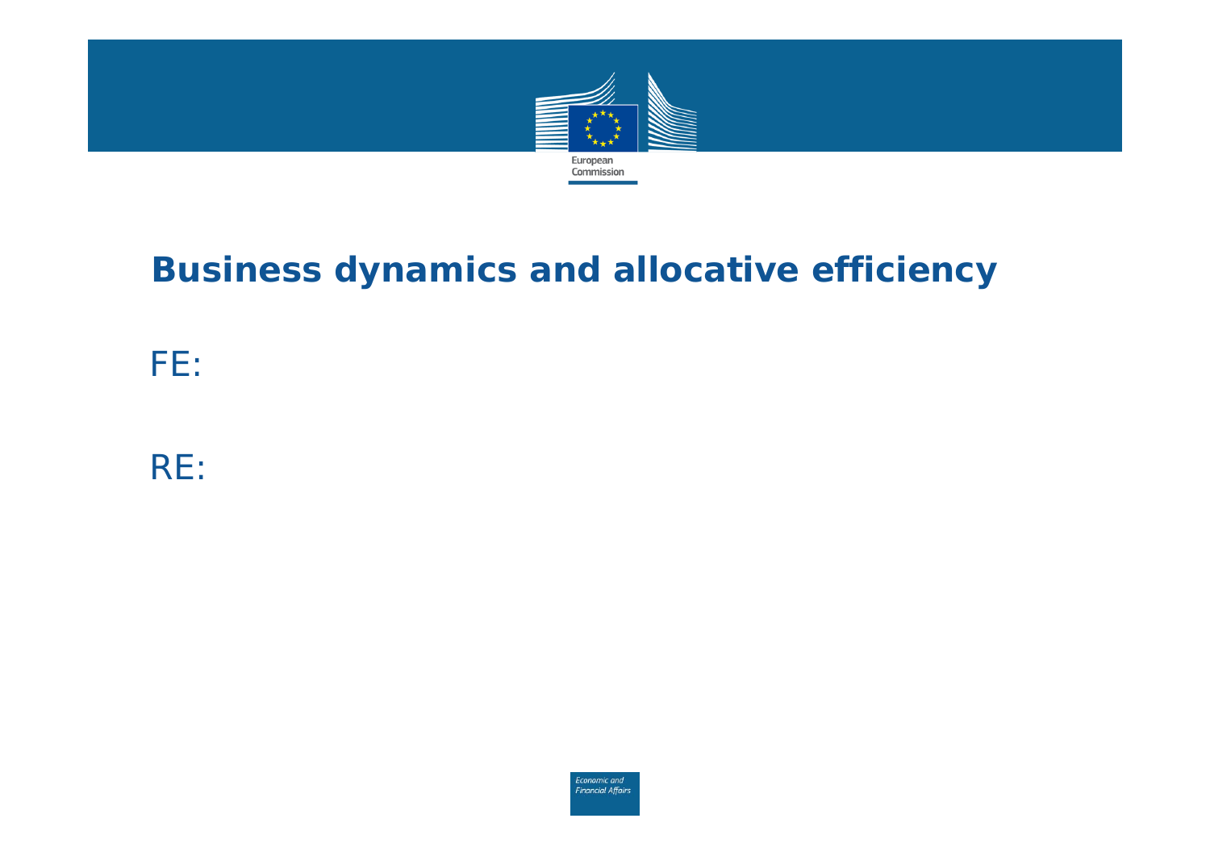# Business dynamics and allocative efficiency

FE:

RE: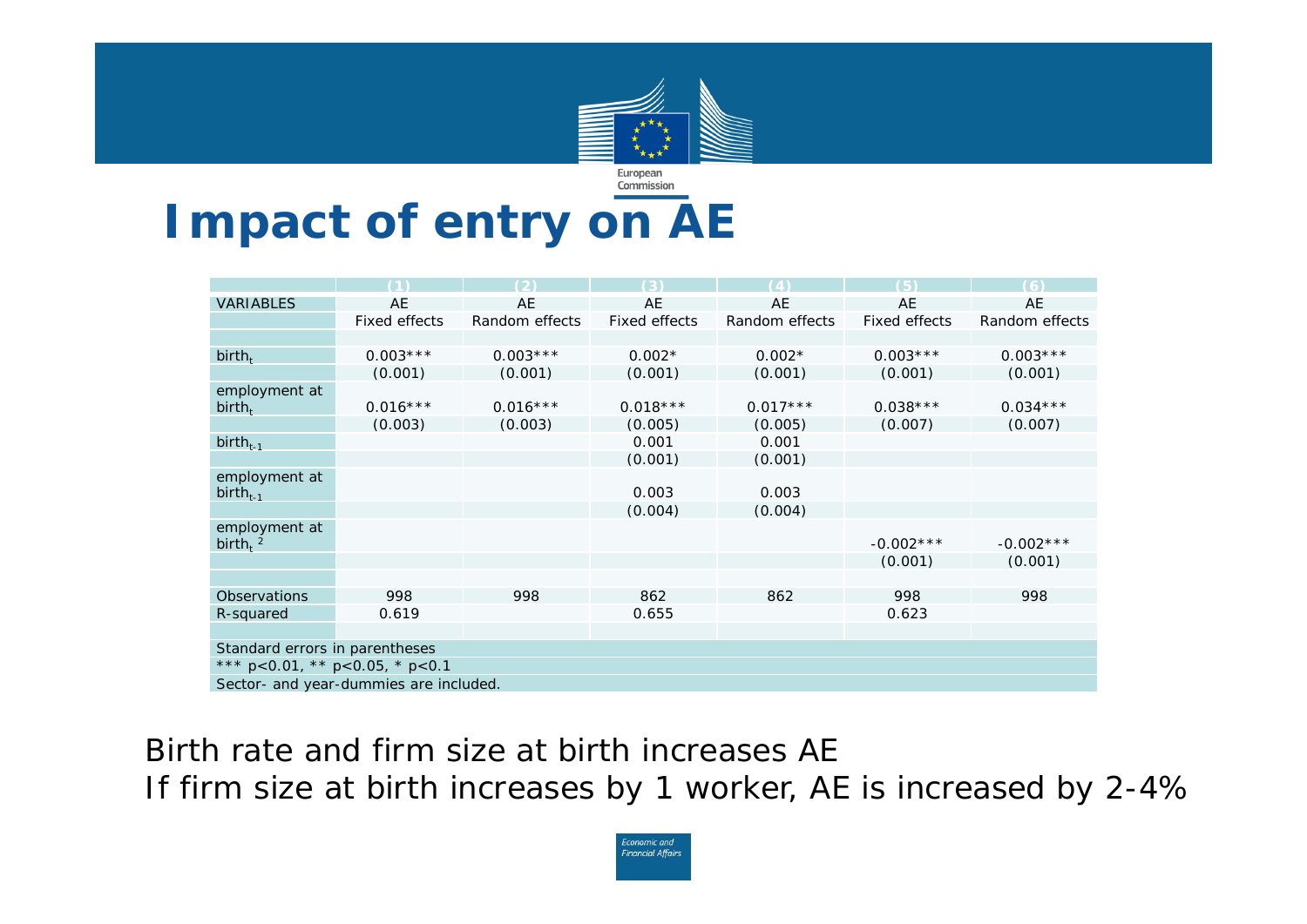# Impact of entry on AE

| | (1) | (2) | (3) | (4) | (5) | (6) |
|---|---|---|---|---|---|---|
| VARIABLES | AE | AE | AE | AE | AE | AE |
| | Fixed effects | Random effects | Fixed effects | Random effects | Fixed effects | Random effects |
| | | | | | | |
| $birth_t$ | 0.003*** | 0.003*** | 0.002* | 0.002* | 0.003*** | 0.003*** |
| | (0.001) | (0.001) | (0.001) | (0.001) | (0.001) | (0.001) |
| employment at $birth_t$ | 0.016*** | 0.016*** | 0.018*** | 0.017*** | 0.038*** | 0.034*** |
| | (0.003) | (0.003) | (0.005) | (0.005) | (0.007) | (0.007) |
| $birth_{t-1}$ | | | 0.001 | 0.001 | | |
| | | | (0.001) | (0.001) | | |
| employment at $birth_{t-1}$ | | | 0.003 | 0.003 | | |
| | | | (0.004) | (0.004) | | |
| employment at $birth_t^2$ | | | | | -0.002*** | -0.002*** |
| | | | | | (0.001) | (0.001) |
| | | | | | | |
| Observations | 998 | 998 | 862 | 862 | 998 | 998 |
| R-squared | 0.619 | | 0.655 | | 0.623 | |

Standard errors in parentheses
*** p<0.01, ** p<0.05, * p<0.1
Sector- and year-dummies are included.

Birth rate and firm size at birth increases AE
If firm size at birth increases by 1 worker, AE is increased by 2-4%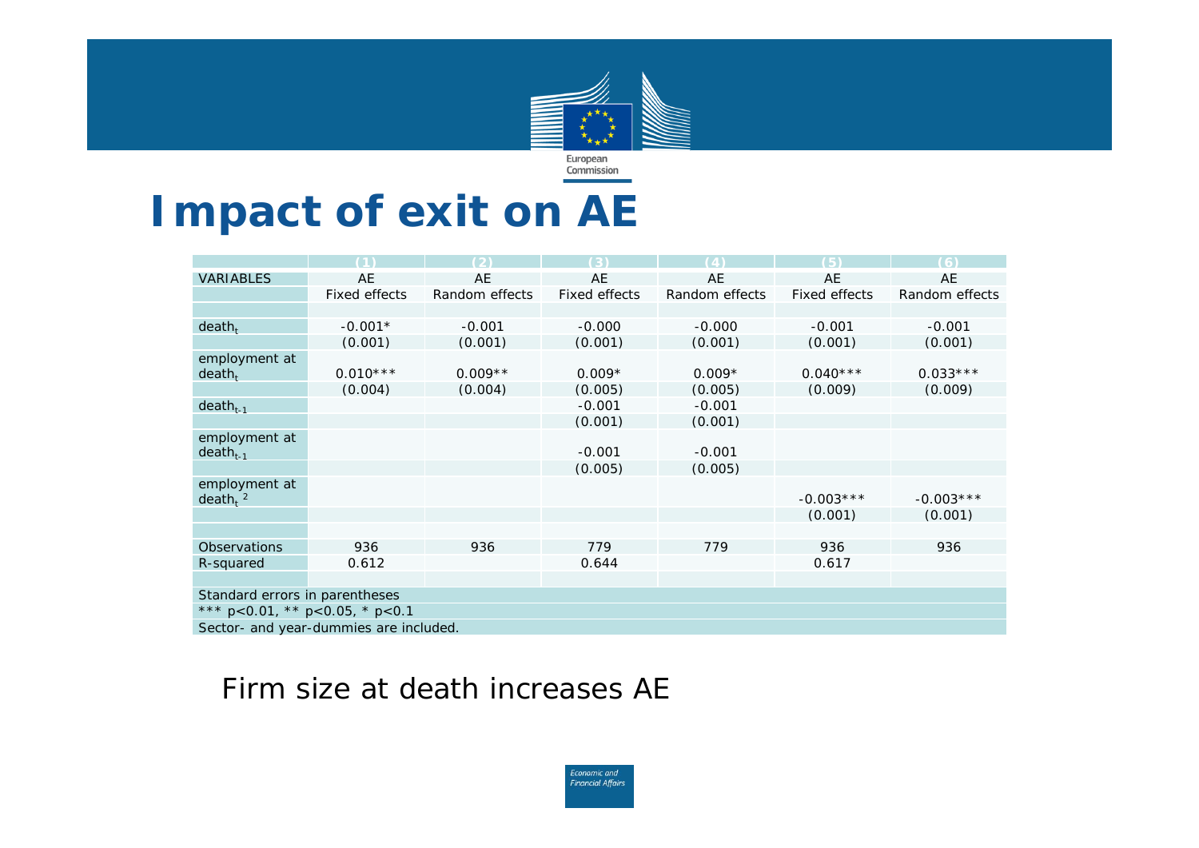# Impact of exit on AE

| | (1) | (2) | (3) | (4) | (5) | (6) |
|---|---|---|---|---|---|---|
| VARIABLES | AE | AE | AE | AE | AE | AE |
| | Fixed effects | Random effects | Fixed effects | Random effects | Fixed effects | Random effects |
| | | | | | | |
| $death_t$ | -0.001* | -0.001 | -0.000 | -0.000 | -0.001 | -0.001 |
| | (0.001) | (0.001) | (0.001) | (0.001) | (0.001) | (0.001) |
| employment at $death_t$ | 0.010*** | 0.009** | 0.009* | 0.009* | 0.040*** | 0.033*** |
| | (0.004) | (0.004) | (0.005) | (0.005) | (0.009) | (0.009) |
| $death_{t-1}$ | | | -0.001 | -0.001 | | |
| | | | (0.001) | (0.001) | | |
| employment at $death_{t-1}$ | | | -0.001 | -0.001 | | |
| | | | (0.005) | (0.005) | | |
| employment at $death_t^{\ 2}$ | | | | | -0.003*** | -0.003*** |
| | | | | | (0.001) | (0.001) |
| | | | | | | |
| Observations | 936 | 936 | 779 | 779 | 936 | 936 |
| R-squared | 0.612 | | 0.644 | | 0.617 | |
| | | | | | | |
| Standard errors in parentheses | | | | | | |
| *** p<0.01, ** p<0.05, * p<0.1 | | | | | | |
| Sector- and year-dummies are included. | | | | | | |

Firm size at death increases AE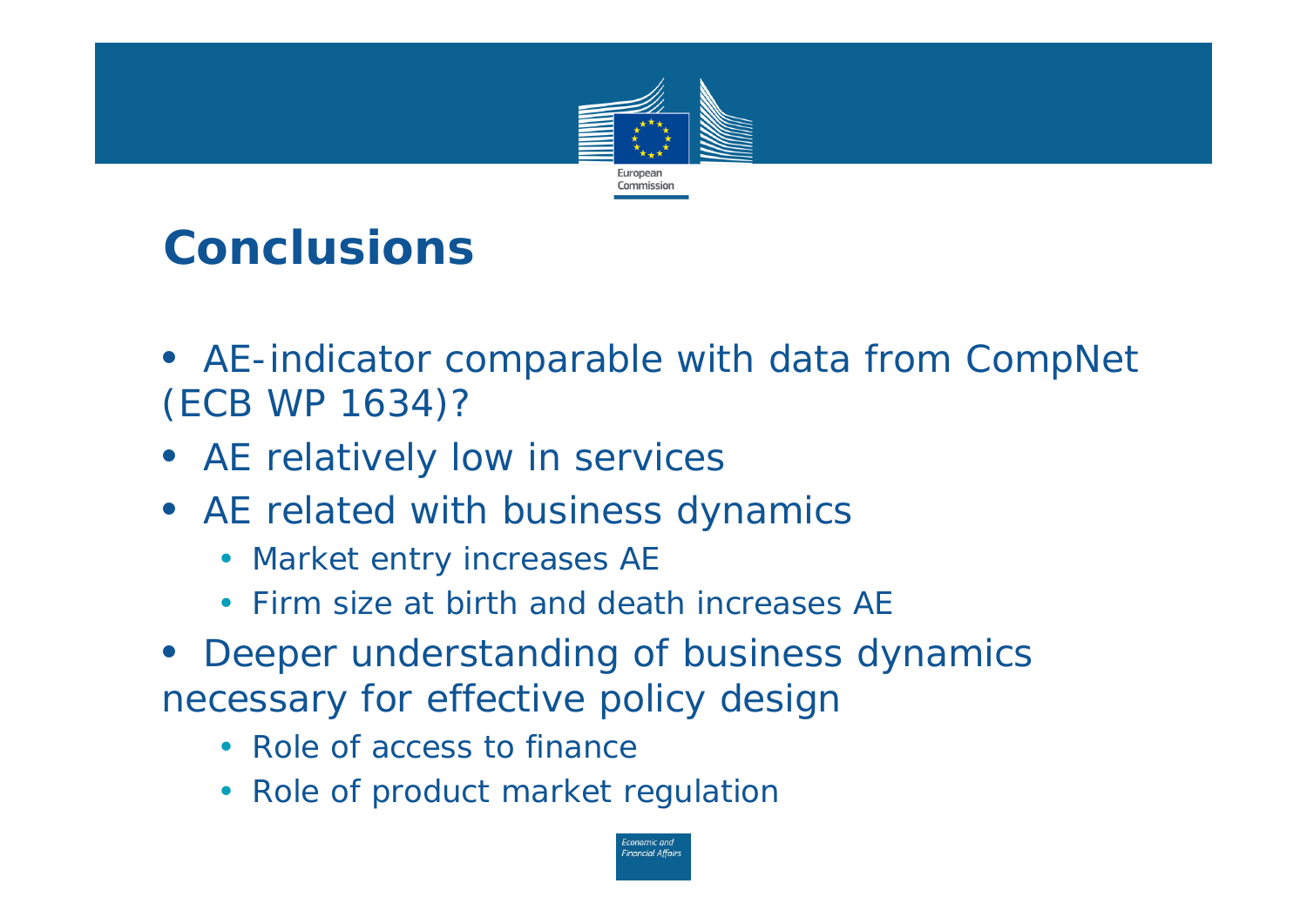# Conclusions

- AE-indicator comparable with data from CompNet (ECB WP 1634)?
- AE relatively low in services
- AE related with business dynamics
  - Market entry increases AE
  - Firm size at birth and death increases AE
- Deeper understanding of business dynamics necessary for effective policy design
  - Role of access to finance
  - Role of product market regulation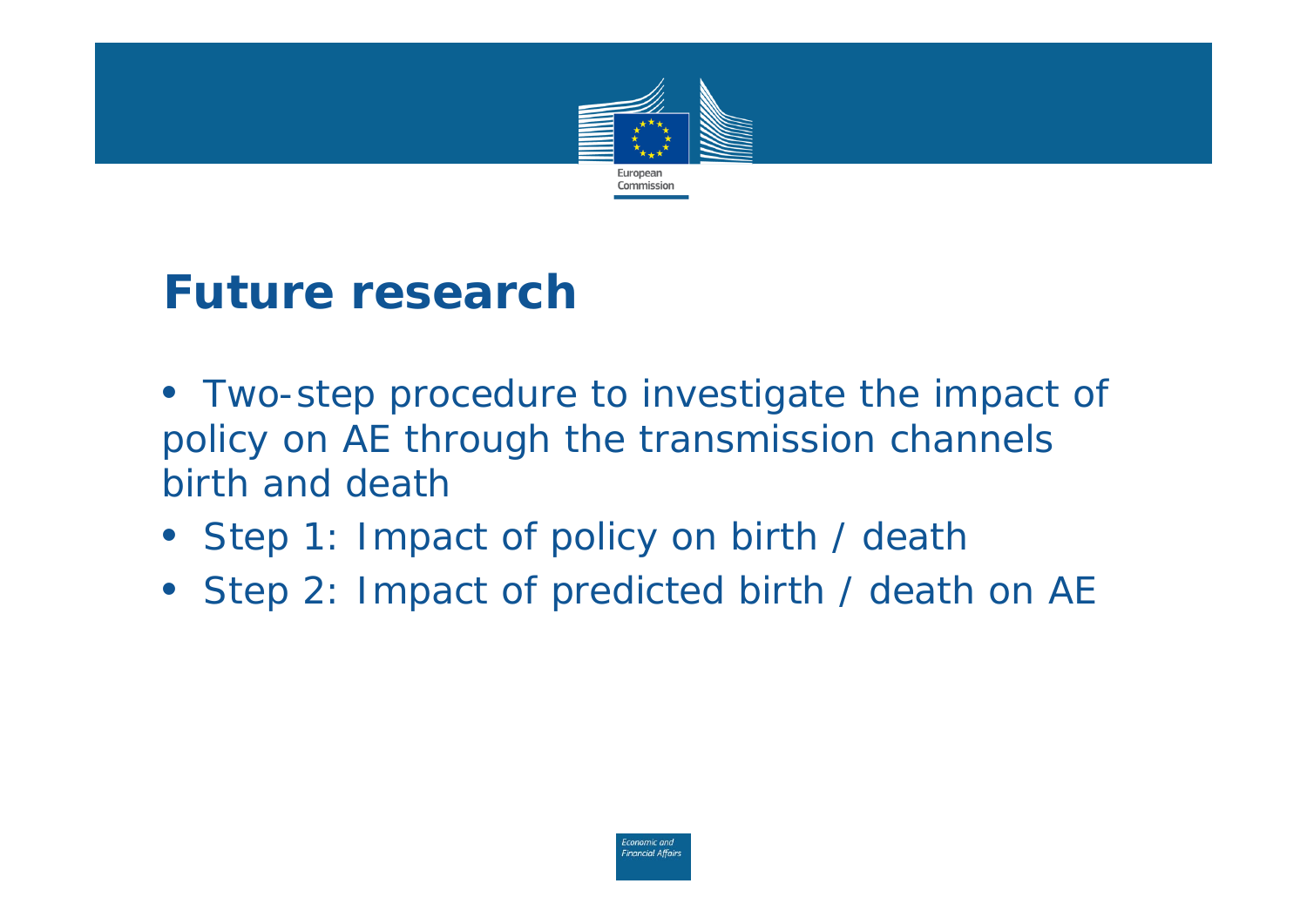# Future research

- Two-step procedure to investigate the impact of policy on AE through the transmission channels birth and death
- Step 1: Impact of policy on birth / death
- Step 2: Impact of predicted birth / death on AE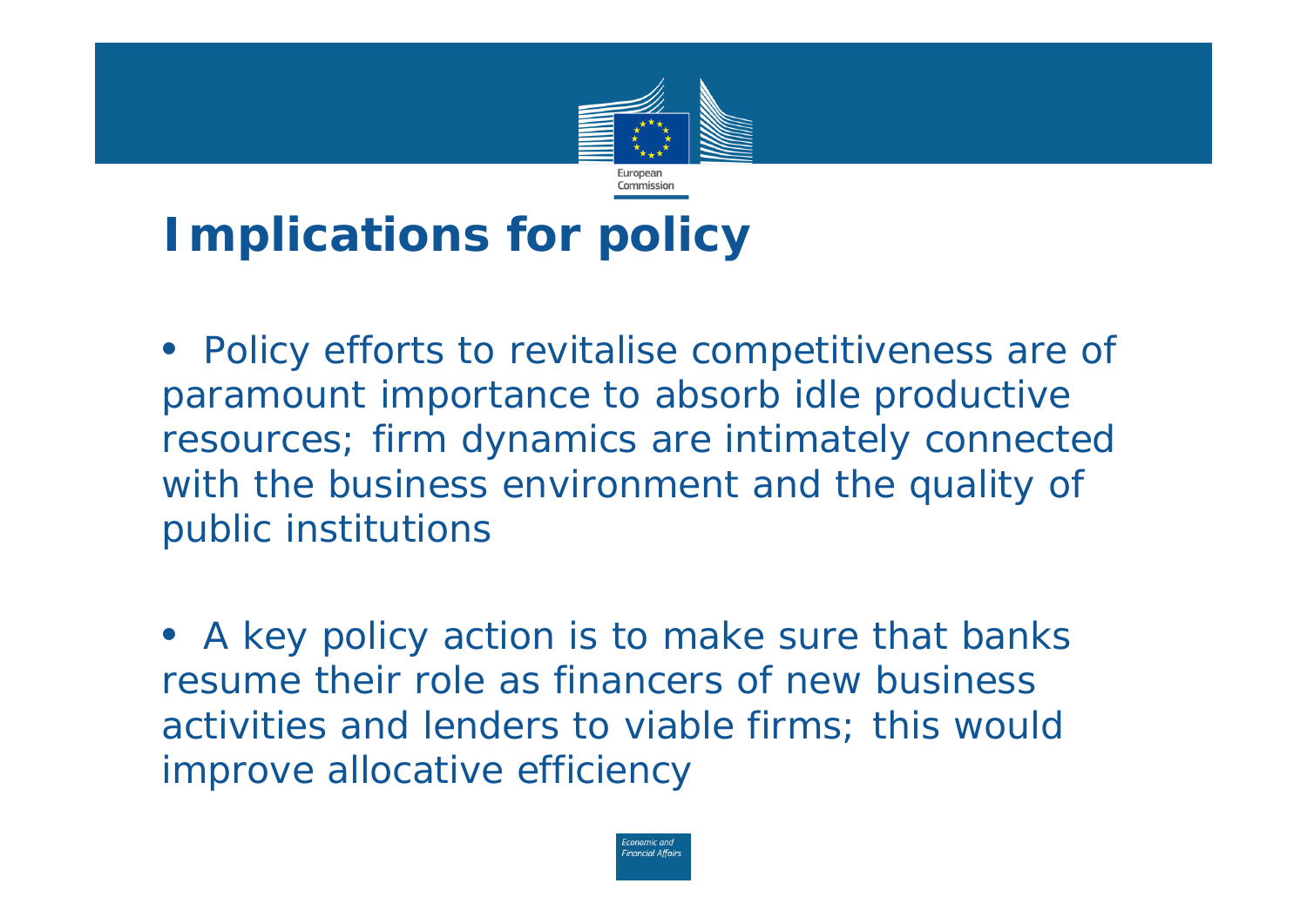# Implications for policy

- Policy efforts to revitalise competitiveness are of paramount importance to absorb idle productive resources; firm dynamics are intimately connected with the business environment and the quality of public institutions

- A key policy action is to make sure that banks resume their role as financers of new business activities and lenders to viable firms; this would improve allocative efficiency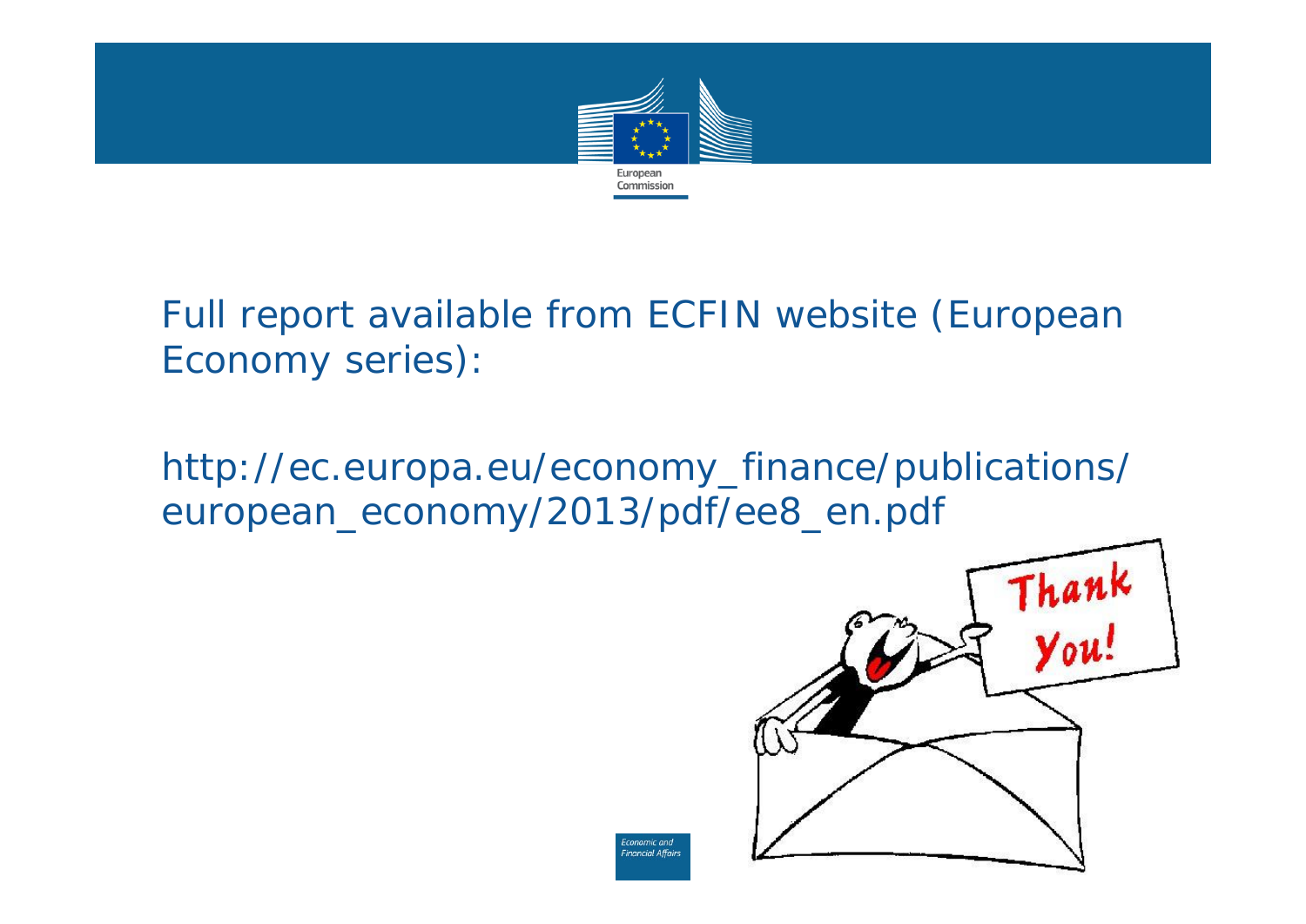Full report available from ECFIN website (European Economy series):

http://ec.europa.eu/economy_finance/publications/european_economy/2013/pdf/ee8_en.pdf